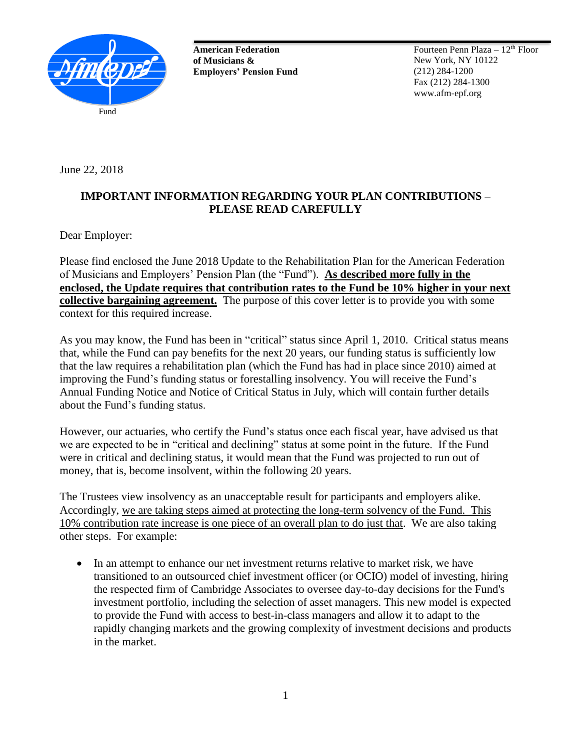**American Federation of Musicians & Employers' Pension Fund**

Fourteen Penn Plaza – 12th Floor
New York, NY 10122
(212) 284-1200
Fax (212) 284-1300
www.afm-epf.org

June 22, 2018

**IMPORTANT INFORMATION REGARDING YOUR PLAN CONTRIBUTIONS – PLEASE READ CAREFULLY**

Dear Employer:

Please find enclosed the June 2018 Update to the Rehabilitation Plan for the American Federation of Musicians and Employers' Pension Plan (the "Fund"). **As described more fully in the enclosed, the Update requires that contribution rates to the Fund be 10% higher in your next collective bargaining agreement.** The purpose of this cover letter is to provide you with some context for this required increase.

As you may know, the Fund has been in "critical" status since April 1, 2010. Critical status means that, while the Fund can pay benefits for the next 20 years, our funding status is sufficiently low that the law requires a rehabilitation plan (which the Fund has had in place since 2010) aimed at improving the Fund's funding status or forestalling insolvency. You will receive the Fund's Annual Funding Notice and Notice of Critical Status in July, which will contain further details about the Fund's funding status.

However, our actuaries, who certify the Fund's status once each fiscal year, have advised us that we are expected to be in "critical and declining" status at some point in the future. If the Fund were in critical and declining status, it would mean that the Fund was projected to run out of money, that is, become insolvent, within the following 20 years.

The Trustees view insolvency as an unacceptable result for participants and employers alike. Accordingly, we are taking steps aimed at protecting the long-term solvency of the Fund. This 10% contribution rate increase is one piece of an overall plan to do just that. We are also taking other steps. For example:

- In an attempt to enhance our net investment returns relative to market risk, we have transitioned to an outsourced chief investment officer (or OCIO) model of investing, hiring the respected firm of Cambridge Associates to oversee day-to-day decisions for the Fund's investment portfolio, including the selection of asset managers. This new model is expected to provide the Fund with access to best-in-class managers and allow it to adapt to the rapidly changing markets and the growing complexity of investment decisions and products in the market.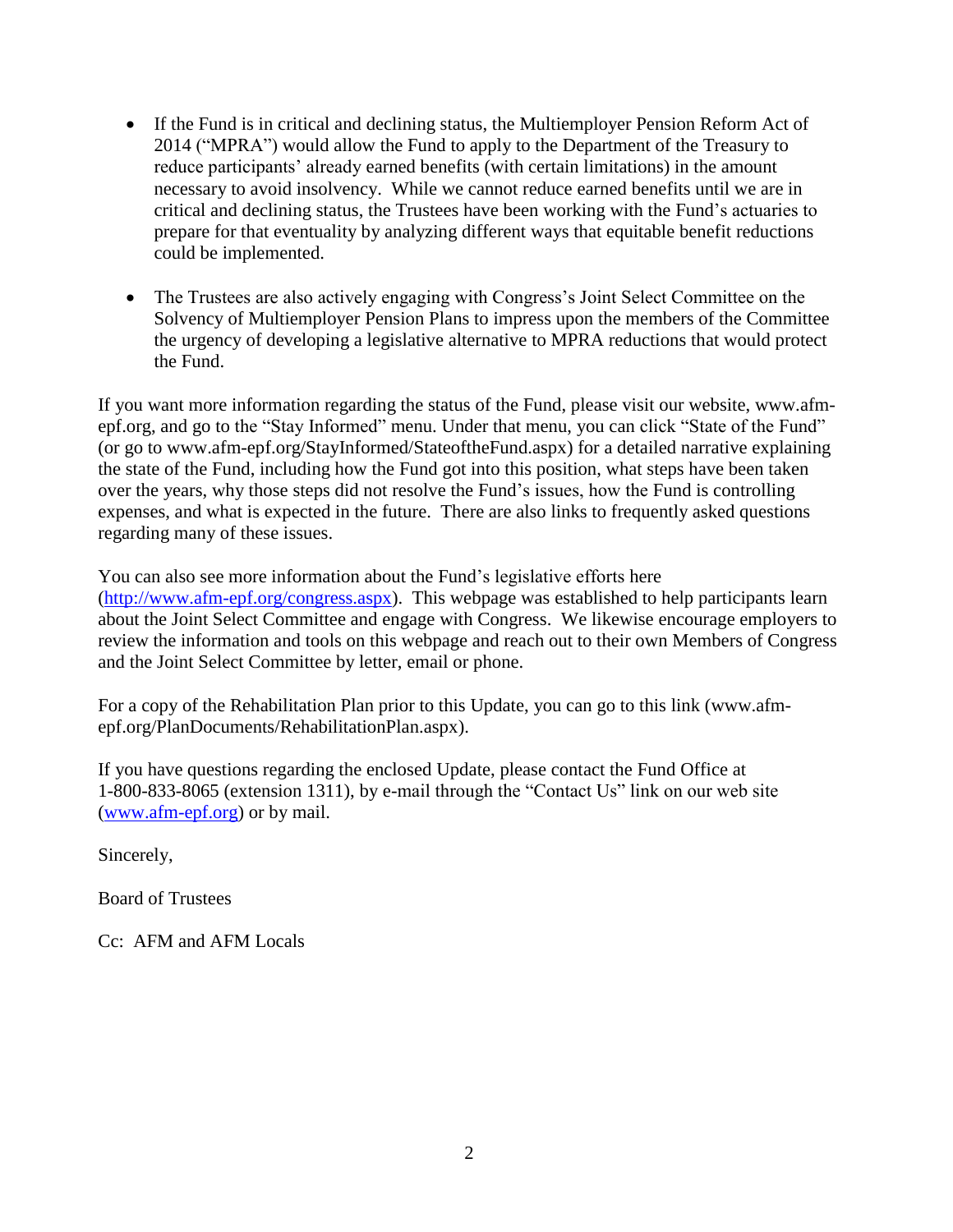- If the Fund is in critical and declining status, the Multiemployer Pension Reform Act of 2014 ("MPRA") would allow the Fund to apply to the Department of the Treasury to reduce participants' already earned benefits (with certain limitations) in the amount necessary to avoid insolvency. While we cannot reduce earned benefits until we are in critical and declining status, the Trustees have been working with the Fund's actuaries to prepare for that eventuality by analyzing different ways that equitable benefit reductions could be implemented.

- The Trustees are also actively engaging with Congress's Joint Select Committee on the Solvency of Multiemployer Pension Plans to impress upon the members of the Committee the urgency of developing a legislative alternative to MPRA reductions that would protect the Fund.

If you want more information regarding the status of the Fund, please visit our website, www.afm-epf.org, and go to the "Stay Informed" menu. Under that menu, you can click "State of the Fund" (or go to www.afm-epf.org/StayInformed/StateoftheFund.aspx) for a detailed narrative explaining the state of the Fund, including how the Fund got into this position, what steps have been taken over the years, why those steps did not resolve the Fund's issues, how the Fund is controlling expenses, and what is expected in the future. There are also links to frequently asked questions regarding many of these issues.

You can also see more information about the Fund's legislative efforts here (http://www.afm-epf.org/congress.aspx). This webpage was established to help participants learn about the Joint Select Committee and engage with Congress. We likewise encourage employers to review the information and tools on this webpage and reach out to their own Members of Congress and the Joint Select Committee by letter, email or phone.

For a copy of the Rehabilitation Plan prior to this Update, you can go to this link (www.afm-epf.org/PlanDocuments/RehabilitationPlan.aspx).

If you have questions regarding the enclosed Update, please contact the Fund Office at 1-800-833-8065 (extension 1311), by e-mail through the "Contact Us" link on our web site (www.afm-epf.org) or by mail.

Sincerely,

Board of Trustees

Cc: AFM and AFM Locals